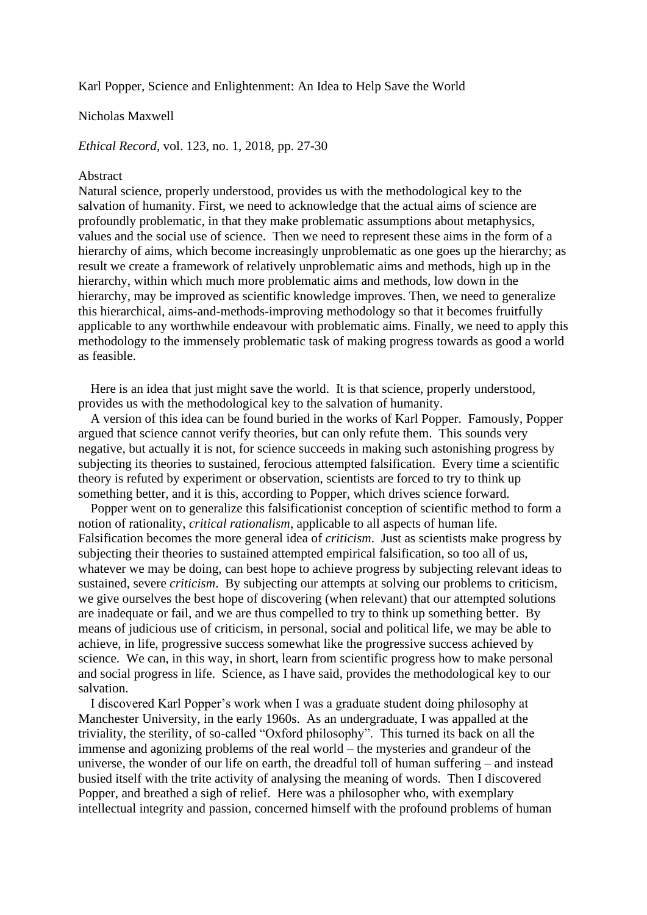# Karl Popper, Science and Enlightenment: An Idea to Help Save the World

Nicholas Maxwell

*Ethical Record*, vol. 123, no. 1, 2018, pp. 27-30

## Abstract

Natural science, properly understood, provides us with the methodological key to the salvation of humanity. First, we need to acknowledge that the actual aims of science are profoundly problematic, in that they make problematic assumptions about metaphysics, values and the social use of science. Then we need to represent these aims in the form of a hierarchy of aims, which become increasingly unproblematic as one goes up the hierarchy; as result we create a framework of relatively unproblematic aims and methods, high up in the hierarchy, within which much more problematic aims and methods, low down in the hierarchy, may be improved as scientific knowledge improves. Then, we need to generalize this hierarchical, aims-and-methods-improving methodology so that it becomes fruitfully applicable to any worthwhile endeavour with problematic aims. Finally, we need to apply this methodology to the immensely problematic task of making progress towards as good a world as feasible.

Here is an idea that just might save the world. It is that science, properly understood, provides us with the methodological key to the salvation of humanity.

A version of this idea can be found buried in the works of Karl Popper. Famously, Popper argued that science cannot verify theories, but can only refute them. This sounds very negative, but actually it is not, for science succeeds in making such astonishing progress by subjecting its theories to sustained, ferocious attempted falsification. Every time a scientific theory is refuted by experiment or observation, scientists are forced to try to think up something better, and it is this, according to Popper, which drives science forward.

Popper went on to generalize this falsificationist conception of scientific method to form a notion of rationality, *critical rationalism*, applicable to all aspects of human life. Falsification becomes the more general idea of *criticism*. Just as scientists make progress by subjecting their theories to sustained attempted empirical falsification, so too all of us, whatever we may be doing, can best hope to achieve progress by subjecting relevant ideas to sustained, severe *criticism*. By subjecting our attempts at solving our problems to criticism, we give ourselves the best hope of discovering (when relevant) that our attempted solutions are inadequate or fail, and we are thus compelled to try to think up something better. By means of judicious use of criticism, in personal, social and political life, we may be able to achieve, in life, progressive success somewhat like the progressive success achieved by science. We can, in this way, in short, learn from scientific progress how to make personal and social progress in life. Science, as I have said, provides the methodological key to our salvation.

I discovered Karl Popper's work when I was a graduate student doing philosophy at Manchester University, in the early 1960s. As an undergraduate, I was appalled at the triviality, the sterility, of so-called "Oxford philosophy". This turned its back on all the immense and agonizing problems of the real world – the mysteries and grandeur of the universe, the wonder of our life on earth, the dreadful toll of human suffering – and instead busied itself with the trite activity of analysing the meaning of words. Then I discovered Popper, and breathed a sigh of relief. Here was a philosopher who, with exemplary intellectual integrity and passion, concerned himself with the profound problems of human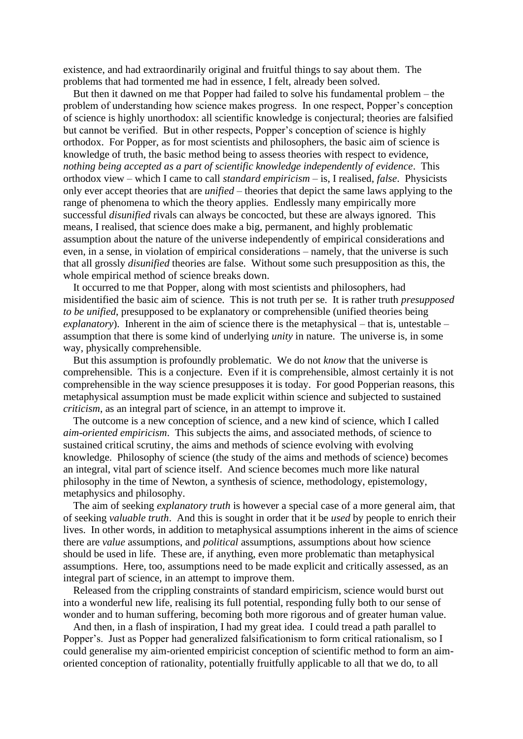existence, and had extraordinarily original and fruitful things to say about them. The problems that had tormented me had in essence, I felt, already been solved.

But then it dawned on me that Popper had failed to solve his fundamental problem – the problem of understanding how science makes progress. In one respect, Popper's conception of science is highly unorthodox: all scientific knowledge is conjectural; theories are falsified but cannot be verified. But in other respects, Popper's conception of science is highly orthodox. For Popper, as for most scientists and philosophers, the basic aim of science is knowledge of truth, the basic method being to assess theories with respect to evidence, *nothing being accepted as a part of scientific knowledge independently of evidence*. This orthodox view – which I came to call *standard empiricism* – is, I realised, *false*. Physicists only ever accept theories that are *unified* – theories that depict the same laws applying to the range of phenomena to which the theory applies. Endlessly many empirically more successful *disunified* rivals can always be concocted, but these are always ignored. This means, I realised, that science does make a big, permanent, and highly problematic assumption about the nature of the universe independently of empirical considerations and even, in a sense, in violation of empirical considerations – namely, that the universe is such that all grossly *disunified* theories are false. Without some such presupposition as this, the whole empirical method of science breaks down.

It occurred to me that Popper, along with most scientists and philosophers, had misidentified the basic aim of science. This is not truth per se. It is rather truth *presupposed to be unified*, presupposed to be explanatory or comprehensible (unified theories being *explanatory*). Inherent in the aim of science there is the metaphysical – that is, untestable – assumption that there is some kind of underlying *unity* in nature. The universe is, in some way, physically comprehensible.

But this assumption is profoundly problematic. We do not *know* that the universe is comprehensible. This is a conjecture. Even if it is comprehensible, almost certainly it is not comprehensible in the way science presupposes it is today. For good Popperian reasons, this metaphysical assumption must be made explicit within science and subjected to sustained *criticism*, as an integral part of science, in an attempt to improve it.

The outcome is a new conception of science, and a new kind of science, which I called *aim-oriented empiricism*. This subjects the aims, and associated methods, of science to sustained critical scrutiny, the aims and methods of science evolving with evolving knowledge. Philosophy of science (the study of the aims and methods of science) becomes an integral, vital part of science itself. And science becomes much more like natural philosophy in the time of Newton, a synthesis of science, methodology, epistemology, metaphysics and philosophy.

The aim of seeking *explanatory truth* is however a special case of a more general aim, that of seeking *valuable truth*. And this is sought in order that it be *used* by people to enrich their lives. In other words, in addition to metaphysical assumptions inherent in the aims of science there are *value* assumptions, and *political* assumptions, assumptions about how science should be used in life. These are, if anything, even more problematic than metaphysical assumptions. Here, too, assumptions need to be made explicit and critically assessed, as an integral part of science, in an attempt to improve them.

Released from the crippling constraints of standard empiricism, science would burst out into a wonderful new life, realising its full potential, responding fully both to our sense of wonder and to human suffering, becoming both more rigorous and of greater human value.

And then, in a flash of inspiration, I had my great idea. I could tread a path parallel to Popper's. Just as Popper had generalized falsificationism to form critical rationalism, so I could generalise my aim-oriented empiricist conception of scientific method to form an aim-oriented conception of rationality, potentially fruitfully applicable to all that we do, to all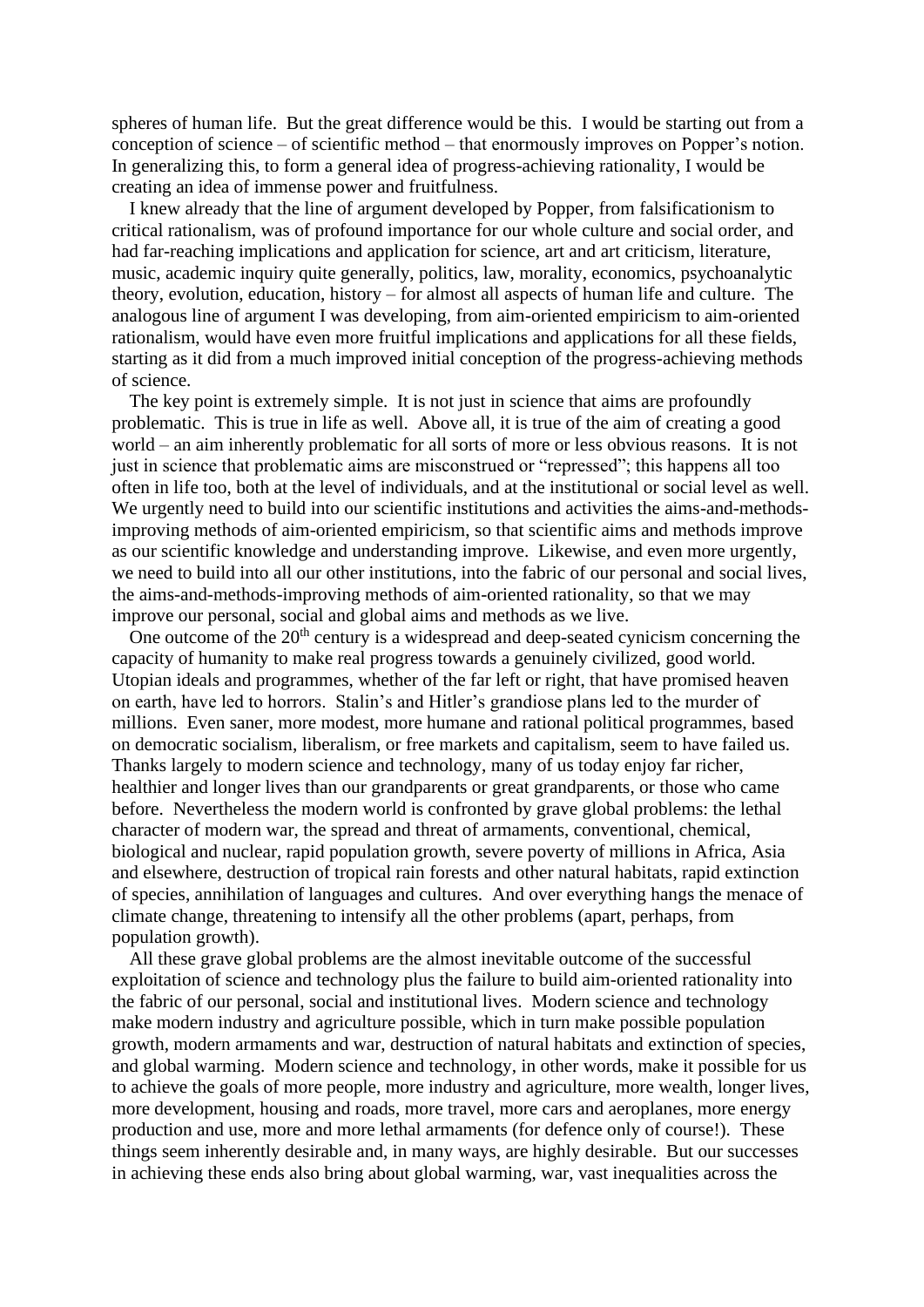spheres of human life. But the great difference would be this. I would be starting out from a conception of science – of scientific method – that enormously improves on Popper's notion. In generalizing this, to form a general idea of progress-achieving rationality, I would be creating an idea of immense power and fruitfulness.

I knew already that the line of argument developed by Popper, from falsificationism to critical rationalism, was of profound importance for our whole culture and social order, and had far-reaching implications and application for science, art and art criticism, literature, music, academic inquiry quite generally, politics, law, morality, economics, psychoanalytic theory, evolution, education, history – for almost all aspects of human life and culture. The analogous line of argument I was developing, from aim-oriented empiricism to aim-oriented rationalism, would have even more fruitful implications and applications for all these fields, starting as it did from a much improved initial conception of the progress-achieving methods of science.

The key point is extremely simple. It is not just in science that aims are profoundly problematic. This is true in life as well. Above all, it is true of the aim of creating a good world – an aim inherently problematic for all sorts of more or less obvious reasons. It is not just in science that problematic aims are misconstrued or "repressed"; this happens all too often in life too, both at the level of individuals, and at the institutional or social level as well. We urgently need to build into our scientific institutions and activities the aims-and-methods-improving methods of aim-oriented empiricism, so that scientific aims and methods improve as our scientific knowledge and understanding improve. Likewise, and even more urgently, we need to build into all our other institutions, into the fabric of our personal and social lives, the aims-and-methods-improving methods of aim-oriented rationality, so that we may improve our personal, social and global aims and methods as we live.

One outcome of the 20th century is a widespread and deep-seated cynicism concerning the capacity of humanity to make real progress towards a genuinely civilized, good world. Utopian ideals and programmes, whether of the far left or right, that have promised heaven on earth, have led to horrors. Stalin's and Hitler's grandiose plans led to the murder of millions. Even saner, more modest, more humane and rational political programmes, based on democratic socialism, liberalism, or free markets and capitalism, seem to have failed us. Thanks largely to modern science and technology, many of us today enjoy far richer, healthier and longer lives than our grandparents or great grandparents, or those who came before. Nevertheless the modern world is confronted by grave global problems: the lethal character of modern war, the spread and threat of armaments, conventional, chemical, biological and nuclear, rapid population growth, severe poverty of millions in Africa, Asia and elsewhere, destruction of tropical rain forests and other natural habitats, rapid extinction of species, annihilation of languages and cultures. And over everything hangs the menace of climate change, threatening to intensify all the other problems (apart, perhaps, from population growth).

All these grave global problems are the almost inevitable outcome of the successful exploitation of science and technology plus the failure to build aim-oriented rationality into the fabric of our personal, social and institutional lives. Modern science and technology make modern industry and agriculture possible, which in turn make possible population growth, modern armaments and war, destruction of natural habitats and extinction of species, and global warming. Modern science and technology, in other words, make it possible for us to achieve the goals of more people, more industry and agriculture, more wealth, longer lives, more development, housing and roads, more travel, more cars and aeroplanes, more energy production and use, more and more lethal armaments (for defence only of course!). These things seem inherently desirable and, in many ways, are highly desirable. But our successes in achieving these ends also bring about global warming, war, vast inequalities across the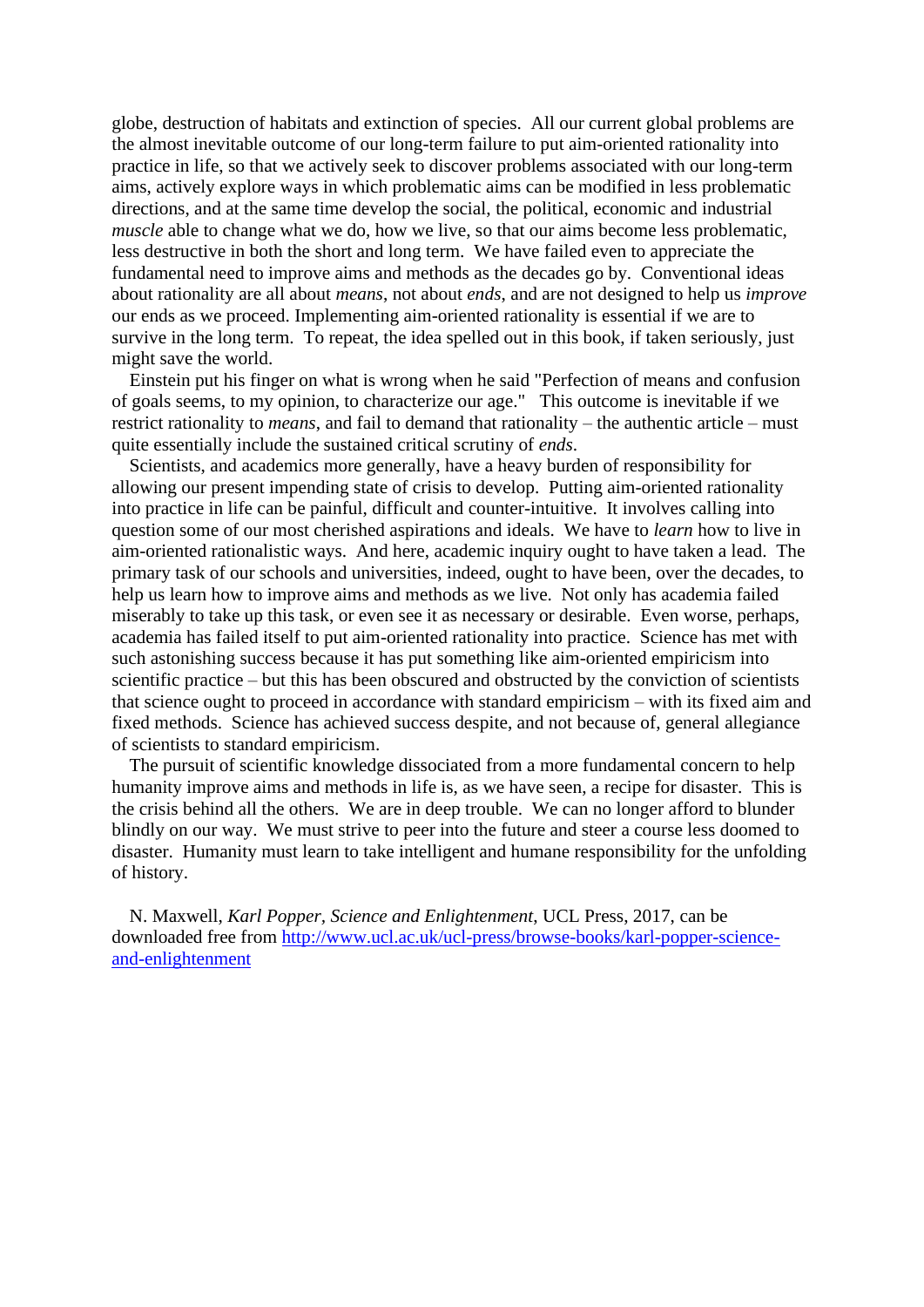globe, destruction of habitats and extinction of species. All our current global problems are the almost inevitable outcome of our long-term failure to put aim-oriented rationality into practice in life, so that we actively seek to discover problems associated with our long-term aims, actively explore ways in which problematic aims can be modified in less problematic directions, and at the same time develop the social, the political, economic and industrial *muscle* able to change what we do, how we live, so that our aims become less problematic, less destructive in both the short and long term. We have failed even to appreciate the fundamental need to improve aims and methods as the decades go by. Conventional ideas about rationality are all about *means*, not about *ends*, and are not designed to help us *improve* our ends as we proceed. Implementing aim-oriented rationality is essential if we are to survive in the long term. To repeat, the idea spelled out in this book, if taken seriously, just might save the world.

Einstein put his finger on what is wrong when he said "Perfection of means and confusion of goals seems, to my opinion, to characterize our age." This outcome is inevitable if we restrict rationality to *means*, and fail to demand that rationality – the authentic article – must quite essentially include the sustained critical scrutiny of *ends*.

Scientists, and academics more generally, have a heavy burden of responsibility for allowing our present impending state of crisis to develop. Putting aim-oriented rationality into practice in life can be painful, difficult and counter-intuitive. It involves calling into question some of our most cherished aspirations and ideals. We have to *learn* how to live in aim-oriented rationalistic ways. And here, academic inquiry ought to have taken a lead. The primary task of our schools and universities, indeed, ought to have been, over the decades, to help us learn how to improve aims and methods as we live. Not only has academia failed miserably to take up this task, or even see it as necessary or desirable. Even worse, perhaps, academia has failed itself to put aim-oriented rationality into practice. Science has met with such astonishing success because it has put something like aim-oriented empiricism into scientific practice – but this has been obscured and obstructed by the conviction of scientists that science ought to proceed in accordance with standard empiricism – with its fixed aim and fixed methods. Science has achieved success despite, and not because of, general allegiance of scientists to standard empiricism.

The pursuit of scientific knowledge dissociated from a more fundamental concern to help humanity improve aims and methods in life is, as we have seen, a recipe for disaster. This is the crisis behind all the others. We are in deep trouble. We can no longer afford to blunder blindly on our way. We must strive to peer into the future and steer a course less doomed to disaster. Humanity must learn to take intelligent and humane responsibility for the unfolding of history.

N. Maxwell, *Karl Popper, Science and Enlightenment*, UCL Press, 2017, can be downloaded free from http://www.ucl.ac.uk/ucl-press/browse-books/karl-popper-science-and-enlightenment